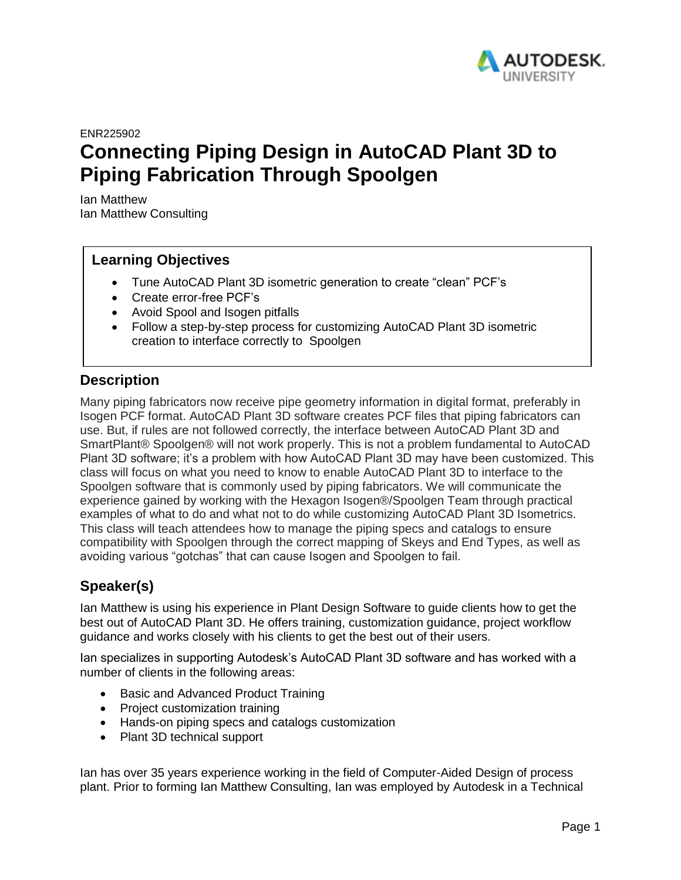ENR225902

# Connecting Piping Design in AutoCAD Plant 3D to Piping Fabrication Through Spoolgen

Ian Matthew
Ian Matthew Consulting

## Learning Objectives

- Tune AutoCAD Plant 3D isometric generation to create "clean" PCF's
- Create error-free PCF's
- Avoid Spool and Isogen pitfalls
- Follow a step-by-step process for customizing AutoCAD Plant 3D isometric creation to interface correctly to Spoolgen

## Description

Many piping fabricators now receive pipe geometry information in digital format, preferably in Isogen PCF format. AutoCAD Plant 3D software creates PCF files that piping fabricators can use. But, if rules are not followed correctly, the interface between AutoCAD Plant 3D and SmartPlant® Spoolgen® will not work properly. This is not a problem fundamental to AutoCAD Plant 3D software; it's a problem with how AutoCAD Plant 3D may have been customized. This class will focus on what you need to know to enable AutoCAD Plant 3D to interface to the Spoolgen software that is commonly used by piping fabricators. We will communicate the experience gained by working with the Hexagon Isogen®/Spoolgen Team through practical examples of what to do and what not to do while customizing AutoCAD Plant 3D Isometrics. This class will teach attendees how to manage the piping specs and catalogs to ensure compatibility with Spoolgen through the correct mapping of Skeys and End Types, as well as avoiding various "gotchas" that can cause Isogen and Spoolgen to fail.

## Speaker(s)

Ian Matthew is using his experience in Plant Design Software to guide clients how to get the best out of AutoCAD Plant 3D. He offers training, customization guidance, project workflow guidance and works closely with his clients to get the best out of their users.

Ian specializes in supporting Autodesk's AutoCAD Plant 3D software and has worked with a number of clients in the following areas:

- Basic and Advanced Product Training
- Project customization training
- Hands-on piping specs and catalogs customization
- Plant 3D technical support

Ian has over 35 years experience working in the field of Computer-Aided Design of process plant. Prior to forming Ian Matthew Consulting, Ian was employed by Autodesk in a Technical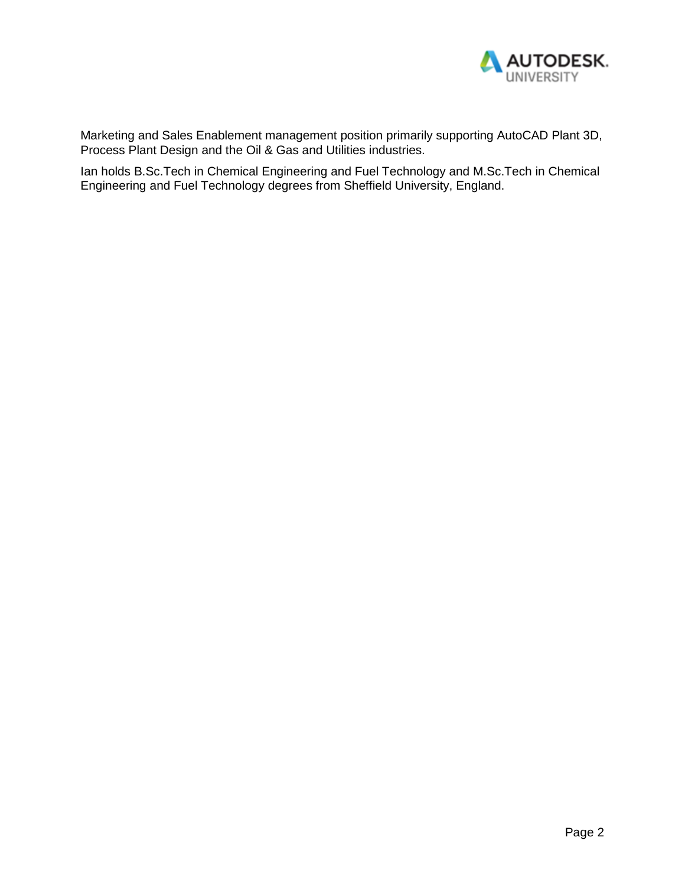Marketing and Sales Enablement management position primarily supporting AutoCAD Plant 3D, Process Plant Design and the Oil & Gas and Utilities industries.

Ian holds B.Sc.Tech in Chemical Engineering and Fuel Technology and M.Sc.Tech in Chemical Engineering and Fuel Technology degrees from Sheffield University, England.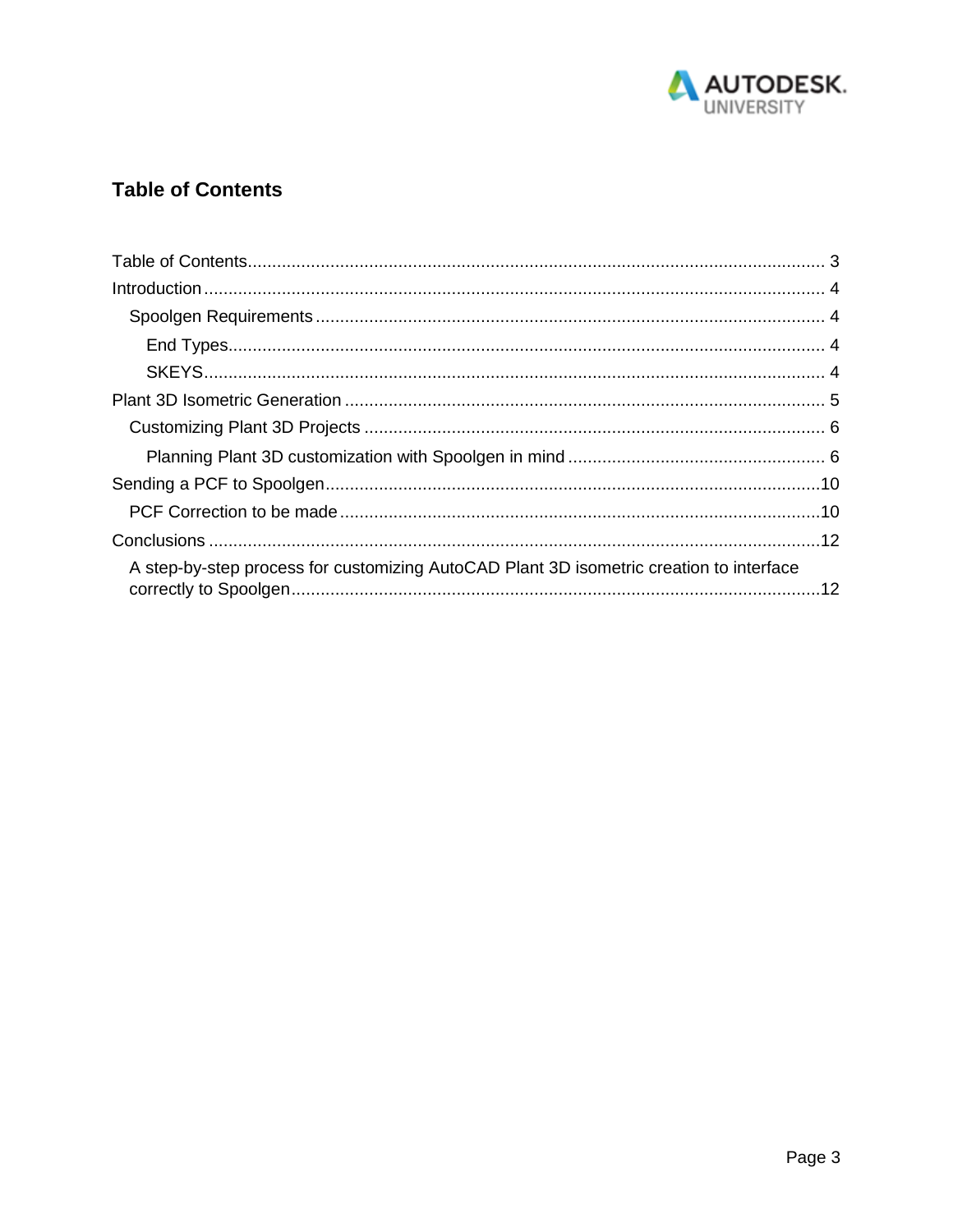## Table of Contents

Table of Contents........................................................................................................... 3
Introduction................................................................................................................... 4
  Spoolgen Requirements ............................................................................................. 4
    End Types.................................................................................................................. 4
    SKEYS........................................................................................................................ 4
Plant 3D Isometric Generation ....................................................................................... 5
  Customizing Plant 3D Projects .................................................................................... 6
    Planning Plant 3D customization with Spoolgen in mind ........................................... 6
Sending a PCF to Spoolgen.......................................................................................... 10
  PCF Correction to be made ....................................................................................... 10
Conclusions ................................................................................................................. 12
  A step-by-step process for customizing AutoCAD Plant 3D isometric creation to interface correctly to Spoolgen................................................................................................ 12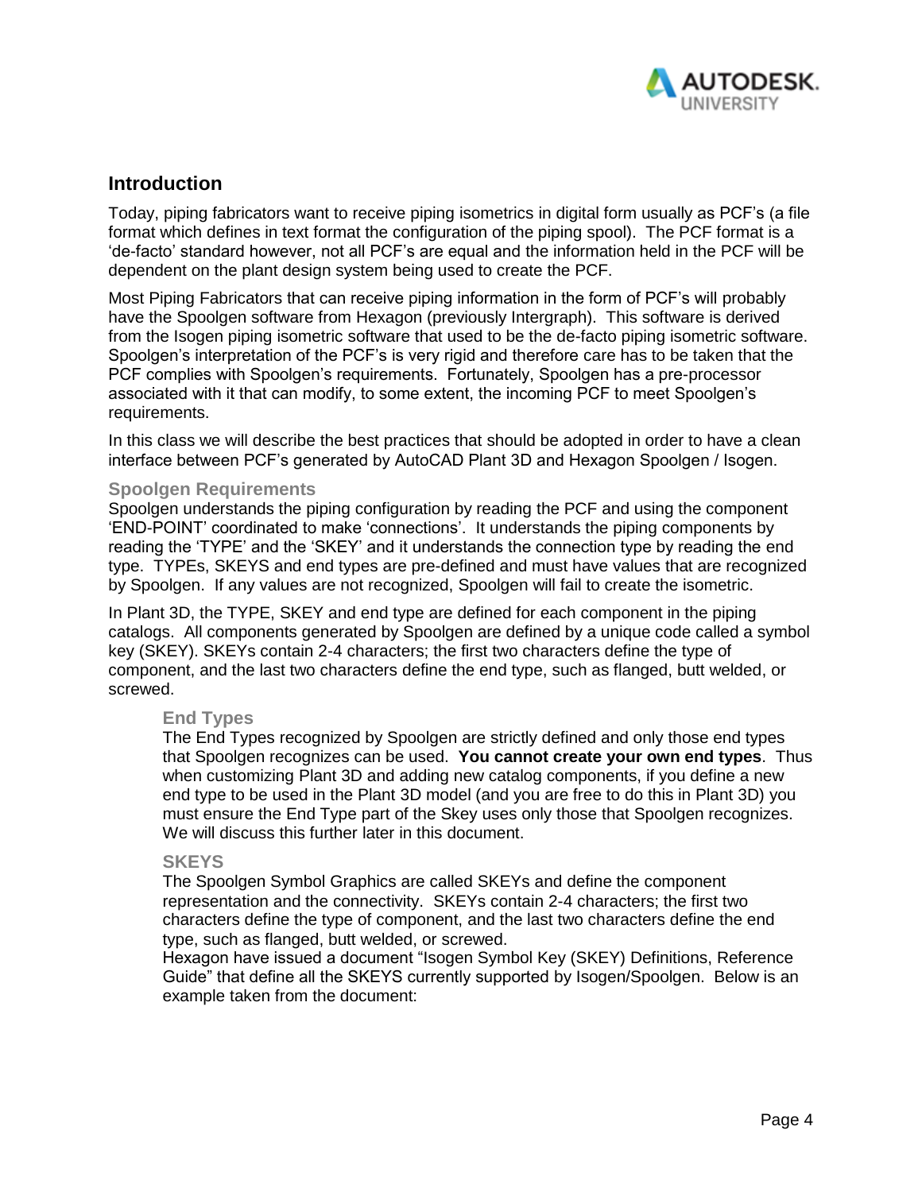## Introduction

Today, piping fabricators want to receive piping isometrics in digital form usually as PCF's (a file format which defines in text format the configuration of the piping spool). The PCF format is a 'de-facto' standard however, not all PCF's are equal and the information held in the PCF will be dependent on the plant design system being used to create the PCF.

Most Piping Fabricators that can receive piping information in the form of PCF's will probably have the Spoolgen software from Hexagon (previously Intergraph). This software is derived from the Isogen piping isometric software that used to be the de-facto piping isometric software. Spoolgen's interpretation of the PCF's is very rigid and therefore care has to be taken that the PCF complies with Spoolgen's requirements. Fortunately, Spoolgen has a pre-processor associated with it that can modify, to some extent, the incoming PCF to meet Spoolgen's requirements.

In this class we will describe the best practices that should be adopted in order to have a clean interface between PCF's generated by AutoCAD Plant 3D and Hexagon Spoolgen / Isogen.

### Spoolgen Requirements

Spoolgen understands the piping configuration by reading the PCF and using the component 'END-POINT' coordinated to make 'connections'. It understands the piping components by reading the 'TYPE' and the 'SKEY' and it understands the connection type by reading the end type. TYPEs, SKEYS and end types are pre-defined and must have values that are recognized by Spoolgen. If any values are not recognized, Spoolgen will fail to create the isometric.

In Plant 3D, the TYPE, SKEY and end type are defined for each component in the piping catalogs. All components generated by Spoolgen are defined by a unique code called a symbol key (SKEY). SKEYs contain 2-4 characters; the first two characters define the type of component, and the last two characters define the end type, such as flanged, butt welded, or screwed.

#### End Types

The End Types recognized by Spoolgen are strictly defined and only those end types that Spoolgen recognizes can be used. **You cannot create your own end types**. Thus when customizing Plant 3D and adding new catalog components, if you define a new end type to be used in the Plant 3D model (and you are free to do this in Plant 3D) you must ensure the End Type part of the Skey uses only those that Spoolgen recognizes. We will discuss this further later in this document.

#### SKEYS

The Spoolgen Symbol Graphics are called SKEYs and define the component representation and the connectivity. SKEYs contain 2-4 characters; the first two characters define the type of component, and the last two characters define the end type, such as flanged, butt welded, or screwed.

Hexagon have issued a document "Isogen Symbol Key (SKEY) Definitions, Reference Guide" that define all the SKEYS currently supported by Isogen/Spoolgen. Below is an example taken from the document: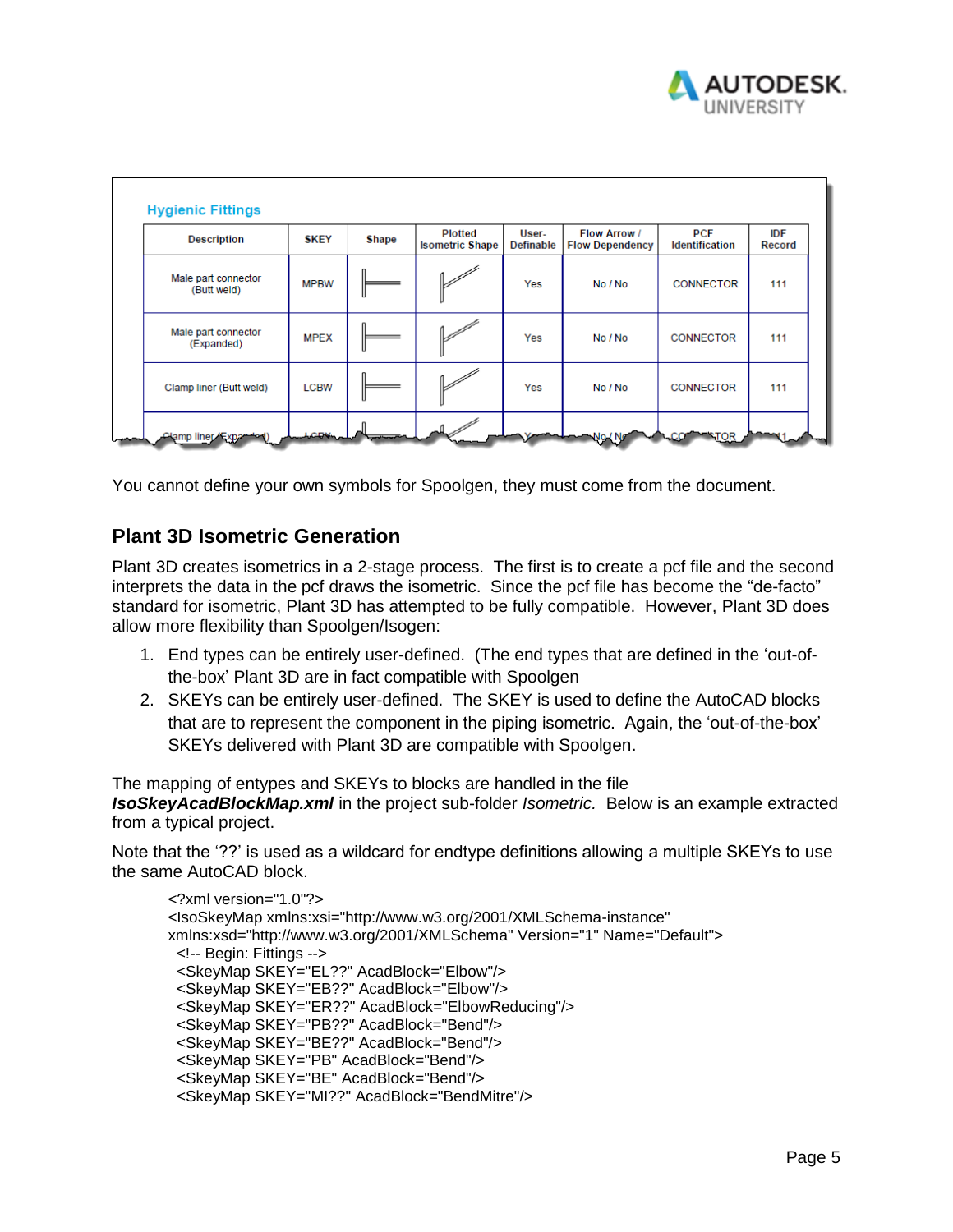**Hygienic Fittings**

| Description | SKEY | Shape | Plotted Isometric Shape | User-Definable | Flow Arrow / Flow Dependency | PCF Identification | IDF Record |
|---|---|---|---|---|---|---|---|
| Male part connector (Butt weld) | MPBW | | | Yes | No / No | CONNECTOR | 111 |
| Male part connector (Expanded) | MPEX | | | Yes | No / No | CONNECTOR | 111 |
| Clamp liner (Butt weld) | LCBW | | | Yes | No / No | CONNECTOR | 111 |
| Clamp liner (Expanded) | LCEX | | | Yes | No / No | CONNECTOR | 111 |

You cannot define your own symbols for Spoolgen, they must come from the document.

## Plant 3D Isometric Generation

Plant 3D creates isometrics in a 2-stage process. The first is to create a pcf file and the second interprets the data in the pcf draws the isometric. Since the pcf file has become the "de-facto" standard for isometric, Plant 3D has attempted to be fully compatible. However, Plant 3D does allow more flexibility than Spoolgen/Isogen:

1. End types can be entirely user-defined. (The end types that are defined in the 'out-of-the-box' Plant 3D are in fact compatible with Spoolgen
2. SKEYs can be entirely user-defined. The SKEY is used to define the AutoCAD blocks that are to represent the component in the piping isometric. Again, the 'out-of-the-box' SKEYs delivered with Plant 3D are compatible with Spoolgen.

The mapping of entypes and SKEYs to blocks are handled in the file ***IsoSkeyAcadBlockMap.xml*** in the project sub-folder *Isometric.* Below is an example extracted from a typical project.

Note that the '??' is used as a wildcard for endtype definitions allowing a multiple SKEYs to use the same AutoCAD block.

```
<?xml version="1.0"?>
<IsoSkeyMap xmlns:xsi="http://www.w3.org/2001/XMLSchema-instance"
xmlns:xsd="http://www.w3.org/2001/XMLSchema" Version="1" Name="Default">
  <!-- Begin: Fittings -->
  <SkeyMap SKEY="EL??" AcadBlock="Elbow"/>
  <SkeyMap SKEY="EB??" AcadBlock="Elbow"/>
  <SkeyMap SKEY="ER??" AcadBlock="ElbowReducing"/>
  <SkeyMap SKEY="PB??" AcadBlock="Bend"/>
  <SkeyMap SKEY="BE??" AcadBlock="Bend"/>
  <SkeyMap SKEY="PB" AcadBlock="Bend"/>
  <SkeyMap SKEY="BE" AcadBlock="Bend"/>
  <SkeyMap SKEY="MI??" AcadBlock="BendMitre"/>
```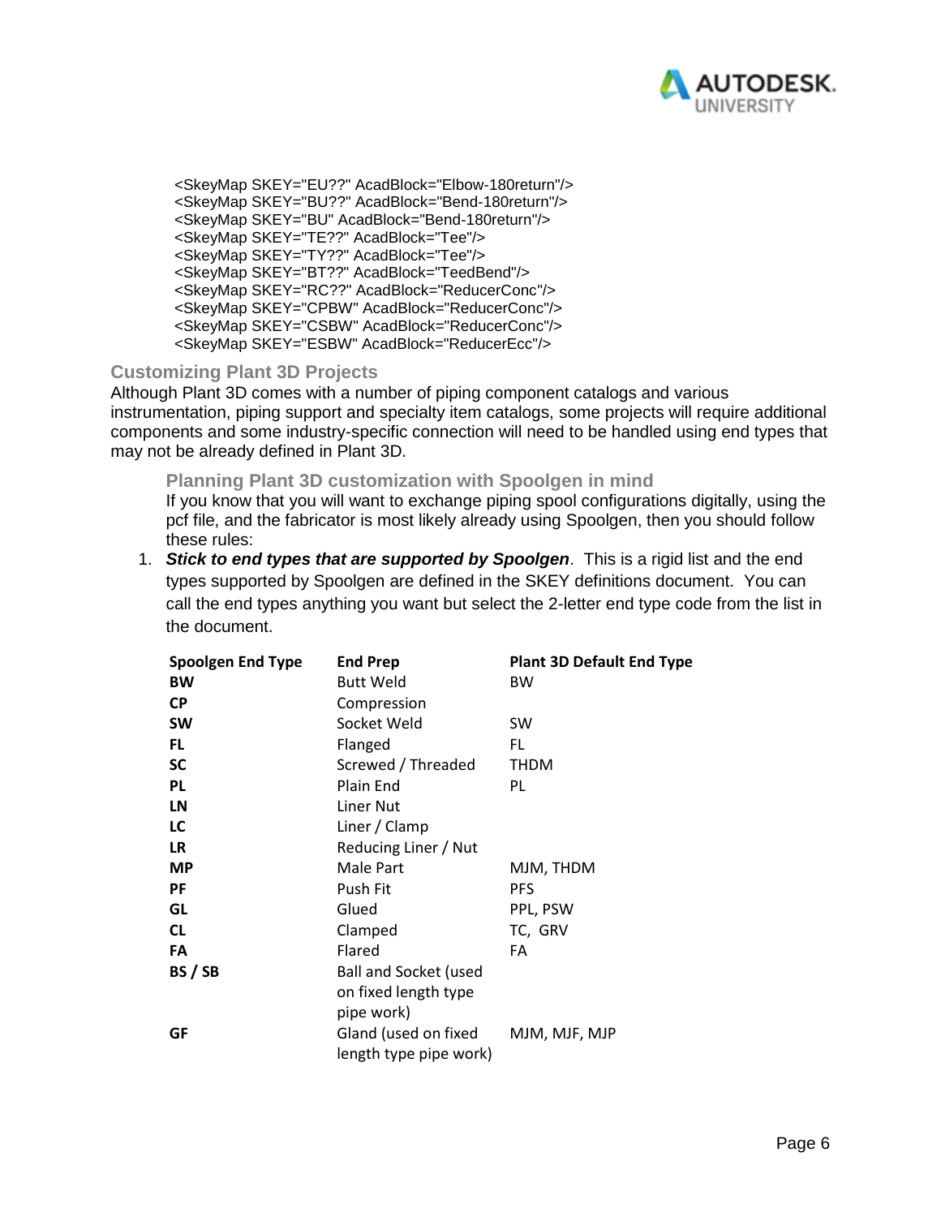```
<SkeyMap SKEY="EU??" AcadBlock="Elbow-180return"/>
<SkeyMap SKEY="BU??" AcadBlock="Bend-180return"/>
<SkeyMap SKEY="BU" AcadBlock="Bend-180return"/>
<SkeyMap SKEY="TE??" AcadBlock="Tee"/>
<SkeyMap SKEY="TY??" AcadBlock="Tee"/>
<SkeyMap SKEY="BT??" AcadBlock="TeedBend"/>
<SkeyMap SKEY="RC??" AcadBlock="ReducerConc"/>
<SkeyMap SKEY="CPBW" AcadBlock="ReducerConc"/>
<SkeyMap SKEY="CSBW" AcadBlock="ReducerConc"/>
<SkeyMap SKEY="ESBW" AcadBlock="ReducerEcc"/>
```

## Customizing Plant 3D Projects

Although Plant 3D comes with a number of piping component catalogs and various instrumentation, piping support and specialty item catalogs, some projects will require additional components and some industry-specific connection will need to be handled using end types that may not be already defined in Plant 3D.

### Planning Plant 3D customization with Spoolgen in mind

If you know that you will want to exchange piping spool configurations digitally, using the pcf file, and the fabricator is most likely already using Spoolgen, then you should follow these rules:

1. ***Stick to end types that are supported by Spoolgen***. This is a rigid list and the end types supported by Spoolgen are defined in the SKEY definitions document. You can call the end types anything you want but select the 2-letter end type code from the list in the document.

| Spoolgen End Type | End Prep | Plant 3D Default End Type |
|---|---|---|
| **BW** | Butt Weld | BW |
| **CP** | Compression | |
| **SW** | Socket Weld | SW |
| **FL** | Flanged | FL |
| **SC** | Screwed / Threaded | THDM |
| **PL** | Plain End | PL |
| **LN** | Liner Nut | |
| **LC** | Liner / Clamp | |
| **LR** | Reducing Liner / Nut | |
| **MP** | Male Part | MJM, THDM |
| **PF** | Push Fit | PFS |
| **GL** | Glued | PPL, PSW |
| **CL** | Clamped | TC, GRV |
| **FA** | Flared | FA |
| **BS / SB** | Ball and Socket (used on fixed length type pipe work) | |
| **GF** | Gland (used on fixed length type pipe work) | MJM, MJF, MJP |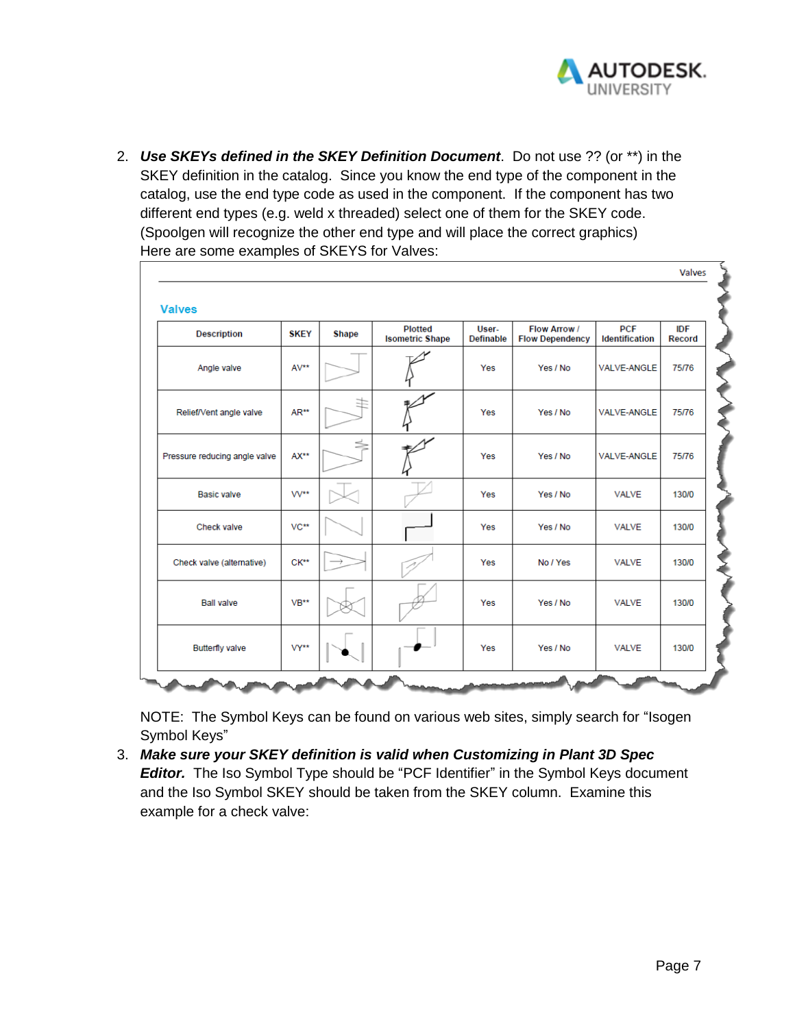2. ***Use SKEYs defined in the SKEY Definition Document***. Do not use ?? (or **) in the SKEY definition in the catalog. Since you know the end type of the component in the catalog, use the end type code as used in the component. If the component has two different end types (e.g. weld x threaded) select one of them for the SKEY code. (Spoolgen will recognize the other end type and will place the correct graphics)
   Here are some examples of SKEYS for Valves:

Valves

**Valves**

| Description | SKEY | Shape | Plotted Isometric Shape | User-Definable | Flow Arrow / Flow Dependency | PCF Identification | IDF Record |
|---|---|---|---|---|---|---|---|
| Angle valve | AV** | | | Yes | Yes / No | VALVE-ANGLE | 75/76 |
| Relief/Vent angle valve | AR** | | | Yes | Yes / No | VALVE-ANGLE | 75/76 |
| Pressure reducing angle valve | AX** | | | Yes | Yes / No | VALVE-ANGLE | 75/76 |
| Basic valve | VV** | | | Yes | Yes / No | VALVE | 130/0 |
| Check valve | VC** | | | Yes | Yes / No | VALVE | 130/0 |
| Check valve (alternative) | CK** | | | Yes | No / Yes | VALVE | 130/0 |
| Ball valve | VB** | | | Yes | Yes / No | VALVE | 130/0 |
| Butterfly valve | VY** | | | Yes | Yes / No | VALVE | 130/0 |

NOTE: The Symbol Keys can be found on various web sites, simply search for "Isogen Symbol Keys"

3. ***Make sure your SKEY definition is valid when Customizing in Plant 3D Spec Editor.*** The Iso Symbol Type should be "PCF Identifier" in the Symbol Keys document and the Iso Symbol SKEY should be taken from the SKEY column. Examine this example for a check valve: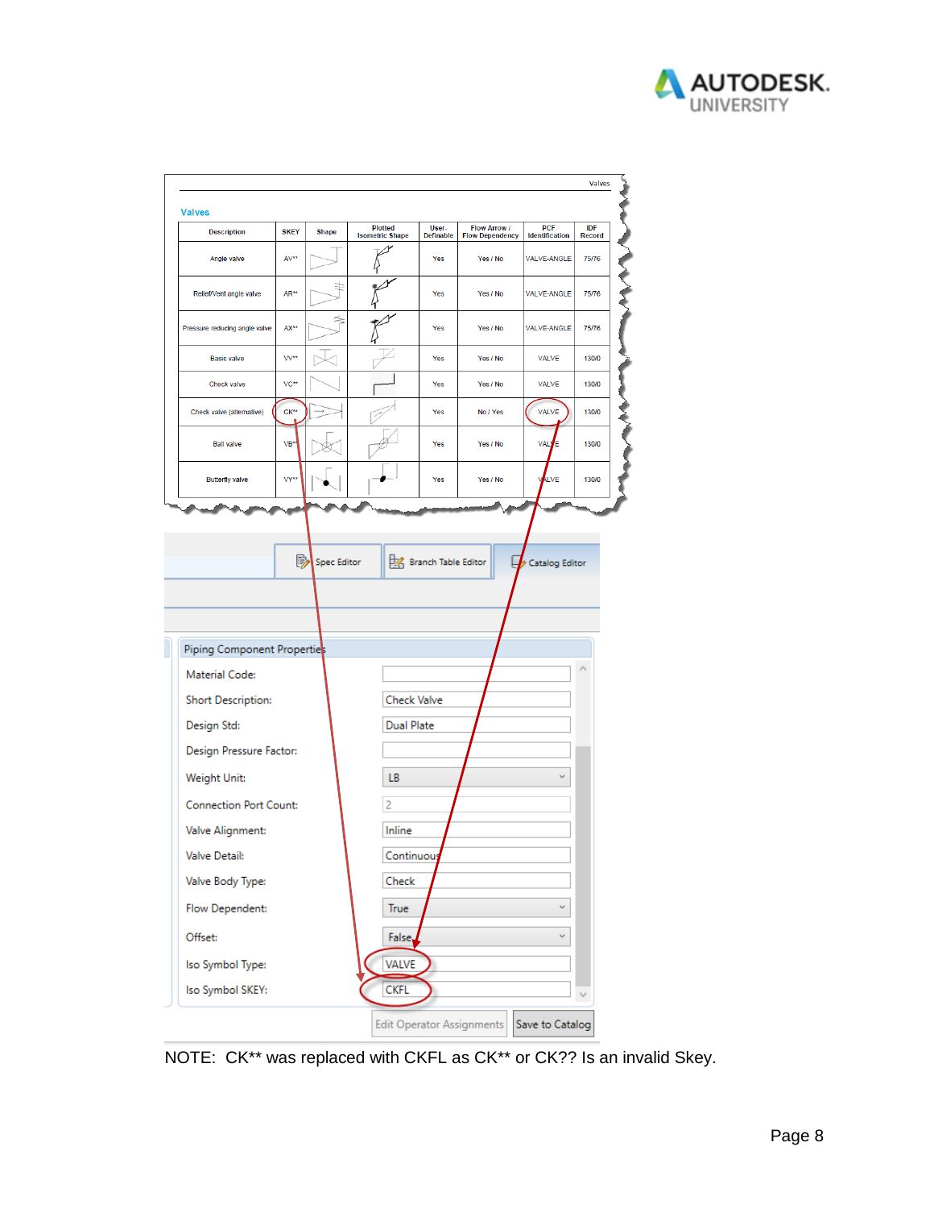Valves

| Description | SKEY | Shape | Plotted Isometric Shape | User-Definable | Flow Arrow / Flow Dependency | PCF Identification | IDF Record |
|---|---|---|---|---|---|---|---|
| Angle valve | AV** | | | Yes | Yes / No | VALVE-ANGLE | 75/76 |
| Relief/Vent angle valve | AR** | | | Yes | Yes / No | VALVE-ANGLE | 75/76 |
| Pressure reducing angle valve | AX** | | | Yes | Yes / No | VALVE-ANGLE | 75/76 |
| Basic valve | VV** | | | Yes | Yes / No | VALVE | 130/0 |
| Check valve | VC** | | | Yes | Yes / No | VALVE | 130/0 |
| Check valve (alternative) | CK** | | | Yes | No / Yes | VALVE | 130/0 |
| Ball valve | VB** | | | Yes | Yes / No | VALVE | 130/0 |
| Butterfly valve | VY** | | | Yes | Yes / No | VALVE | 130/0 |

Spec Editor | Branch Table Editor | Catalog Editor

**Piping Component Properties**

| Property | Value |
|---|---|
| Material Code: | |
| Short Description: | Check Valve |
| Design Std: | Dual Plate |
| Design Pressure Factor: | |
| Weight Unit: | LB |
| Connection Port Count: | 2 |
| Valve Alignment: | Inline |
| Valve Detail: | Continuous |
| Valve Body Type: | Check |
| Flow Dependent: | True |
| Offset: | False |
| Iso Symbol Type: | VALVE |
| Iso Symbol SKEY: | CKFL |

Edit Operator Assignments | Save to Catalog

NOTE: CK** was replaced with CKFL as CK** or CK?? Is an invalid Skey.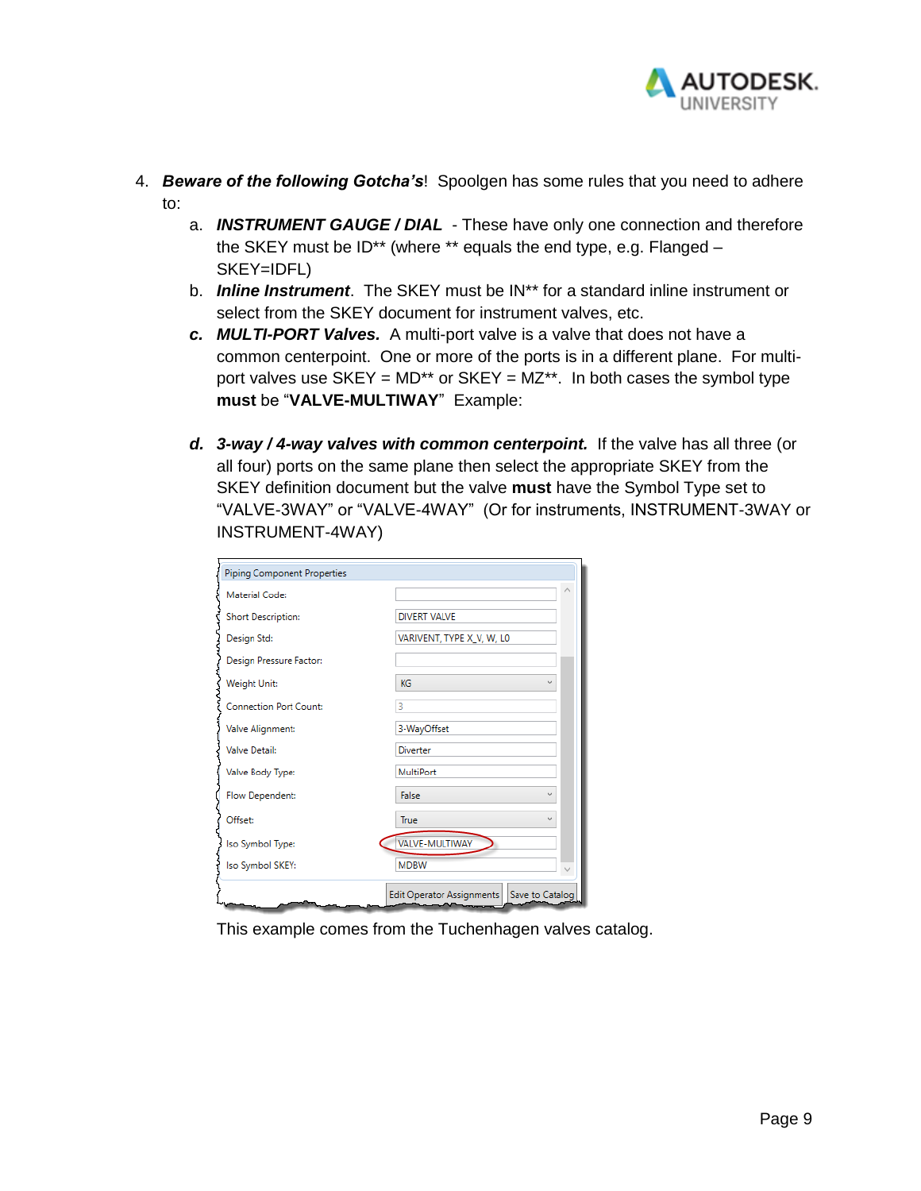4. ***Beware of the following Gotcha's***! Spoolgen has some rules that you need to adhere to:
   a. ***INSTRUMENT GAUGE / DIAL*** - These have only one connection and therefore the SKEY must be ID** (where ** equals the end type, e.g. Flanged – SKEY=IDFL)
   b. ***Inline Instrument***. The SKEY must be IN** for a standard inline instrument or select from the SKEY document for instrument valves, etc.
   c. ***MULTI-PORT Valves.*** A multi-port valve is a valve that does not have a common centerpoint. One or more of the ports is in a different plane. For multi-port valves use SKEY = MD** or SKEY = MZ**. In both cases the symbol type **must** be "**VALVE-MULTIWAY**" Example:

   d. ***3-way / 4-way valves with common centerpoint.*** If the valve has all three (or all four) ports on the same plane then select the appropriate SKEY from the SKEY definition document but the valve **must** have the Symbol Type set to "VALVE-3WAY" or "VALVE-4WAY" (Or for instruments, INSTRUMENT-3WAY or INSTRUMENT-4WAY)

| Piping Component Properties | |
|---|---|
| Material Code: | |
| Short Description: | DIVERT VALVE |
| Design Std: | VARIVENT, TYPE X_V, W, L0 |
| Design Pressure Factor: | |
| Weight Unit: | KG |
| Connection Port Count: | 3 |
| Valve Alignment: | 3-WayOffset |
| Valve Detail: | Diverter |
| Valve Body Type: | MultiPort |
| Flow Dependent: | False |
| Offset: | True |
| Iso Symbol Type: | VALVE-MULTIWAY |
| Iso Symbol SKEY: | MDBW |

Edit Operator Assignments | Save to Catalog

This example comes from the Tuchenhagen valves catalog.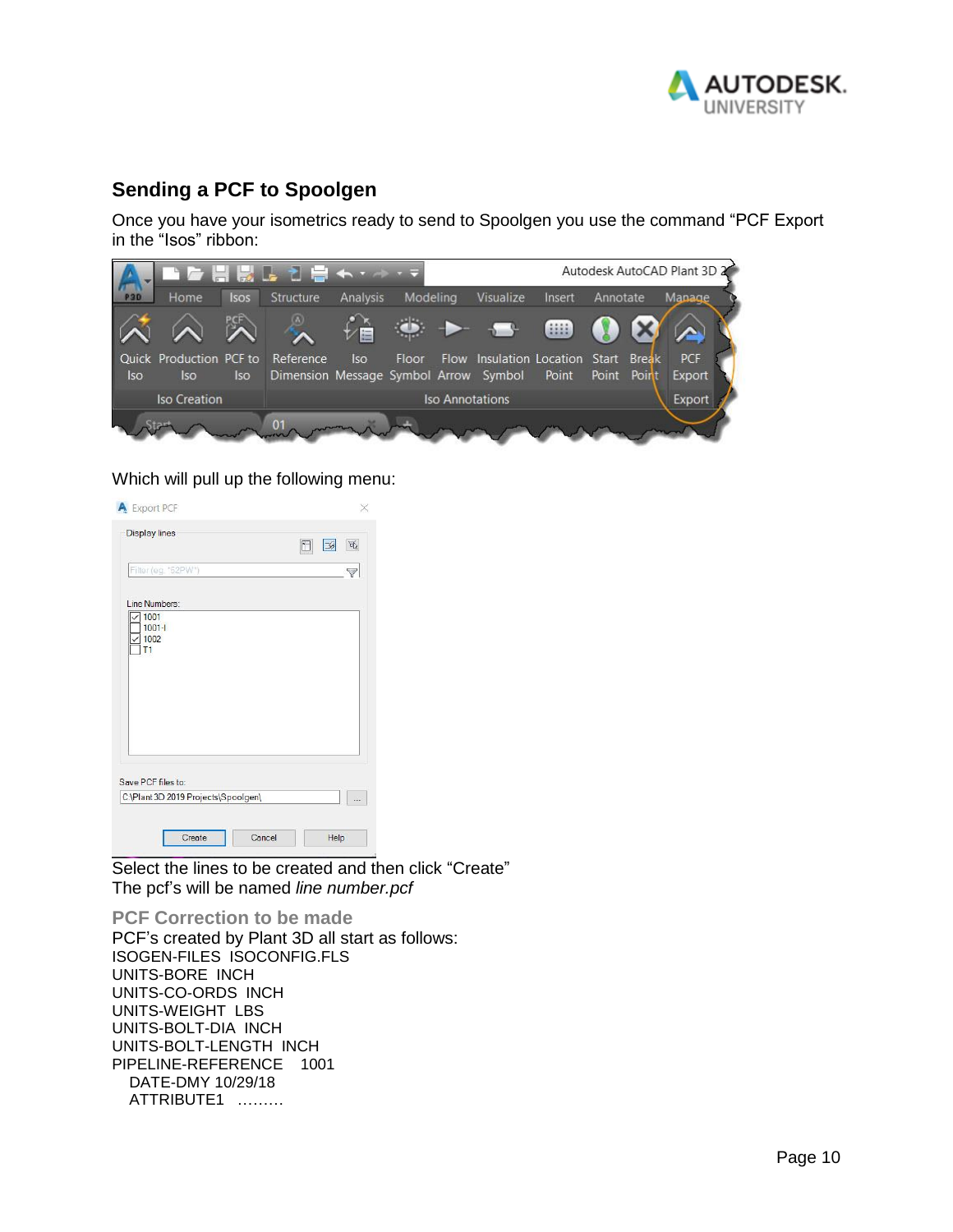## Sending a PCF to Spoolgen

Once you have your isometrics ready to send to Spoolgen you use the command "PCF Export in the "Isos" ribbon:

Which will pull up the following menu:

Select the lines to be created and then click "Create"
The pcf's will be named *line number.pcf*

### PCF Correction to be made

PCF's created by Plant 3D all start as follows:

```
ISOGEN-FILES  ISOCONFIG.FLS
UNITS-BORE  INCH
UNITS-CO-ORDS  INCH
UNITS-WEIGHT  LBS
UNITS-BOLT-DIA  INCH
UNITS-BOLT-LENGTH  INCH
PIPELINE-REFERENCE    1001
    DATE-DMY 10/29/18
    ATTRIBUTE1   .........
```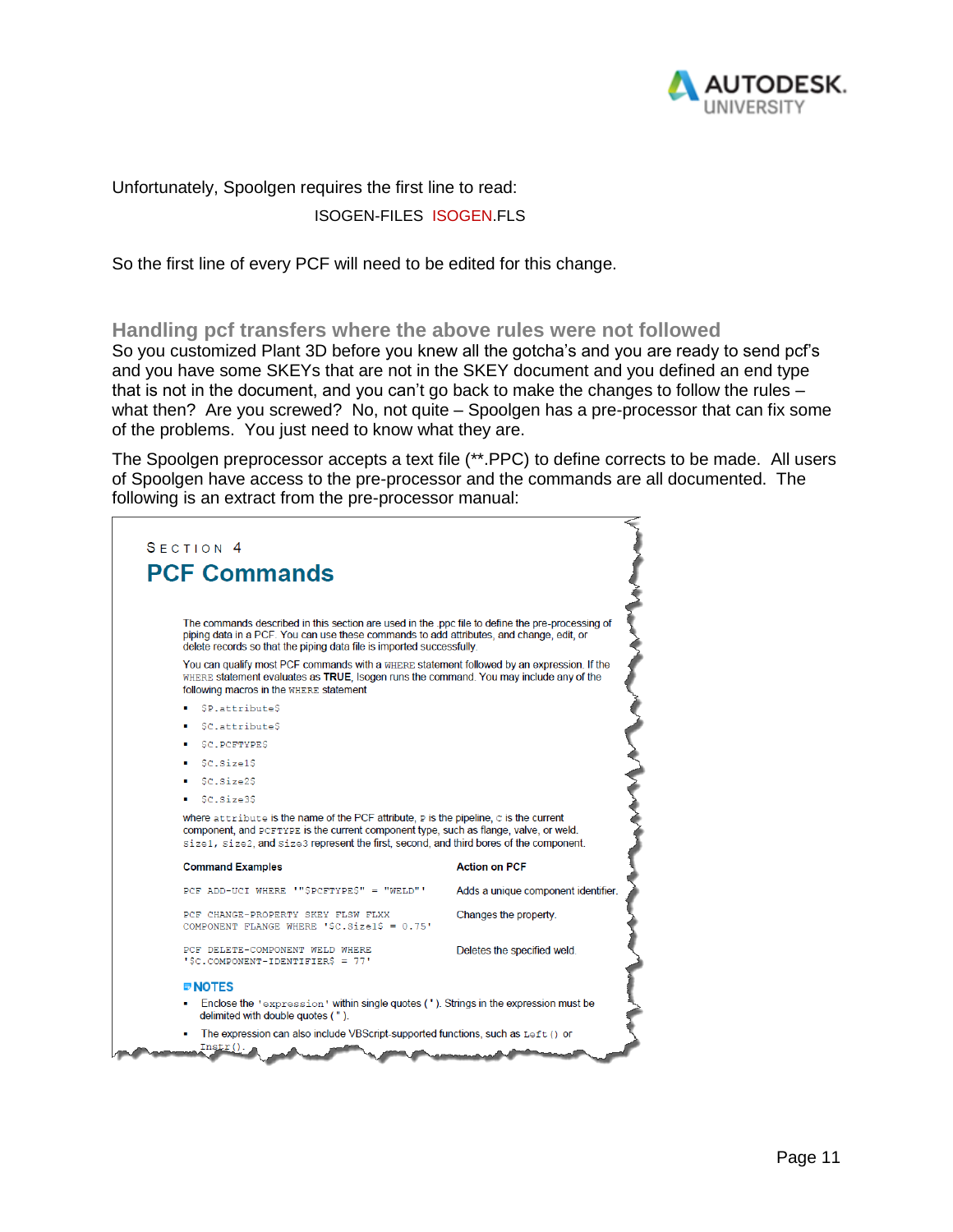Unfortunately, Spoolgen requires the first line to read:

ISOGEN-FILES ISOGEN.FLS

So the first line of every PCF will need to be edited for this change.

## Handling pcf transfers where the above rules were not followed

So you customized Plant 3D before you knew all the gotcha's and you are ready to send pcf's and you have some SKEYs that are not in the SKEY document and you defined an end type that is not in the document, and you can't go back to make the changes to follow the rules – what then? Are you screwed? No, not quite – Spoolgen has a pre-processor that can fix some of the problems. You just need to know what they are.

The Spoolgen preprocessor accepts a text file (**.PPC) to define corrects to be made. All users of Spoolgen have access to the pre-processor and the commands are all documented. The following is an extract from the pre-processor manual:

SECTION 4

# PCF Commands

The commands described in this section are used in the .ppc file to define the pre-processing of piping data in a PCF. You can use these commands to add attributes, and change, edit, or delete records so that the piping data file is imported successfully.

You can qualify most PCF commands with a WHERE statement followed by an expression. If the WHERE statement evaluates as **TRUE**, Isogen runs the command. You may include any of the following macros in the WHERE statement

- `$P.attribute$`
- `$C.attribute$`
- `$C.PCFTYPE$`
- `$C.Size1$`
- `$C.Size2$`
- `$C.Size3$`

where `attribute` is the name of the PCF attribute, `P` is the pipeline, `C` is the current component, and `PCFTYPE` is the current component type, such as flange, valve, or weld. `size1`, `size2`, and `size3` represent the first, second, and third bores of the component.

| Command Examples | Action on PCF |
|---|---|
| `PCF ADD-UCI WHERE '"$PCFTYPE$" = "WELD"'` | Adds a unique component identifier. |
| `PCF CHANGE-PROPERTY SKEY FLSW FLXX COMPONENT FLANGE WHERE '$C.Size1$ = 0.75'` | Changes the property. |
| `PCF DELETE-COMPONENT WELD WHERE '$C.COMPONENT-IDENTIFIER$ = 77'` | Deletes the specified weld. |

**NOTES**

- Enclose the `'expression'` within single quotes ( ' ). Strings in the expression must be delimited with double quotes ( " ).
- The expression can also include VBScript-supported functions, such as `Left()` or `Instr()`.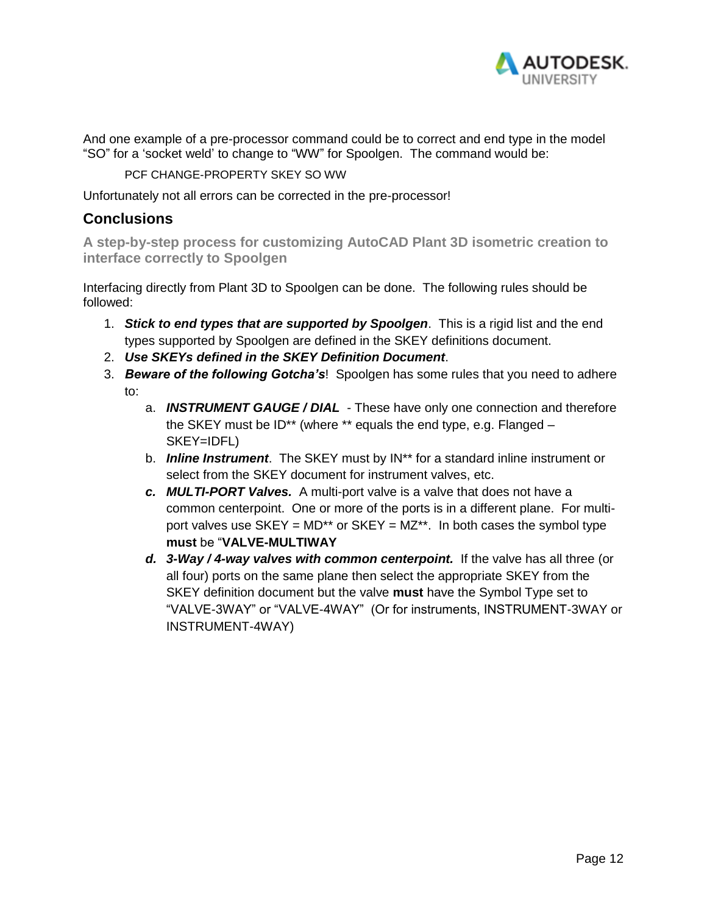And one example of a pre-processor command could be to correct and end type in the model "SO" for a 'socket weld' to change to "WW" for Spoolgen. The command would be:

```
PCF CHANGE-PROPERTY SKEY SO WW
```

Unfortunately not all errors can be corrected in the pre-processor!

## Conclusions

### A step-by-step process for customizing AutoCAD Plant 3D isometric creation to interface correctly to Spoolgen

Interfacing directly from Plant 3D to Spoolgen can be done. The following rules should be followed:

1. ***Stick to end types that are supported by Spoolgen***. This is a rigid list and the end types supported by Spoolgen are defined in the SKEY definitions document.
2. ***Use SKEYs defined in the SKEY Definition Document***.
3. ***Beware of the following Gotcha's***! Spoolgen has some rules that you need to adhere to:
    a. ***INSTRUMENT GAUGE / DIAL*** - These have only one connection and therefore the SKEY must be ID** (where ** equals the end type, e.g. Flanged – SKEY=IDFL)
    b. ***Inline Instrument***. The SKEY must by IN** for a standard inline instrument or select from the SKEY document for instrument valves, etc.
    c. ***MULTI-PORT Valves.*** A multi-port valve is a valve that does not have a common centerpoint. One or more of the ports is in a different plane. For multi-port valves use SKEY = MD** or SKEY = MZ**. In both cases the symbol type **must** be "**VALVE-MULTIWAY**
    d. ***3-Way / 4-way valves with common centerpoint.*** If the valve has all three (or all four) ports on the same plane then select the appropriate SKEY from the SKEY definition document but the valve **must** have the Symbol Type set to "VALVE-3WAY" or "VALVE-4WAY" (Or for instruments, INSTRUMENT-3WAY or INSTRUMENT-4WAY)